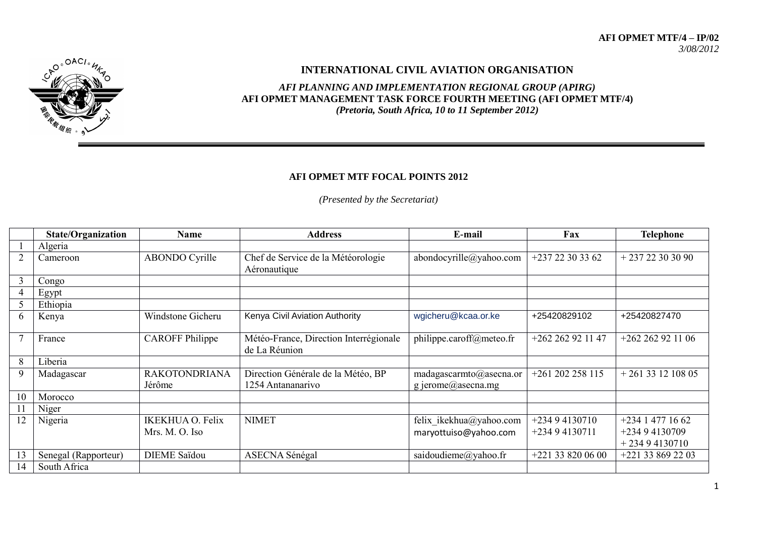**AFI OPMET MTF/4 – IP/02**
*3/08/2012*

# INTERNATIONAL CIVIL AVIATION ORGANISATION

***AFI PLANNING AND IMPLEMENTATION REGIONAL GROUP (APIRG)***
**AFI OPMET MANAGEMENT TASK FORCE FOURTH MEETING (AFI OPMET MTF/4)**
***(Pretoria, South Africa, 10 to 11 September 2012)***

## AFI OPMET MTF FOCAL POINTS 2012

*(Presented by the Secretariat)*

| | State/Organization | Name | Address | E-mail | Fax | Telephone |
|---|---|---|---|---|---|---|
| 1 | Algeria | | | | | |
| 2 | Cameroon | ABONDO Cyrille | Chef de Service de la Météorologie Aéronautique | abondocyrille@yahoo.com | +237 22 30 33 62 | + 237 22 30 30 90 |
| 3 | Congo | | | | | |
| 4 | Egypt | | | | | |
| 5 | Ethiopia | | | | | |
| 6 | Kenya | Windstone Gicheru | Kenya Civil Aviation Authority | wgicheru@kcaa.or.ke | +25420829102 | +25420827470 |
| 7 | France | CAROFF Philippe | Météo-France, Direction Interrégionale de La Réunion | philippe.caroff@meteo.fr | +262 262 92 11 47 | +262 262 92 11 06 |
| 8 | Liberia | | | | | |
| 9 | Madagascar | RAKOTONDRIANA Jérôme | Direction Générale de la Météo, BP 1254 Antananarivo | madagascarmto@asecna.org jerome@asecna.mg | +261 202 258 115 | + 261 33 12 108 05 |
| 10 | Morocco | | | | | |
| 11 | Niger | | | | | |
| 12 | Nigeria | IKEKHUA O. Felix Mrs. M. O. Iso | NIMET | felix_ikekhua@yahoo.com maryottuiso@yahoo.com | +234 9 4130710 +234 9 4130711 | +234 1 477 16 62 +234 9 4130709 + 234 9 4130710 |
| 13 | Senegal (Rapporteur) | DIEME Saïdou | ASECNA Sénégal | saidoudieme@yahoo.fr | +221 33 820 06 00 | +221 33 869 22 03 |
| 14 | South Africa | | | | | |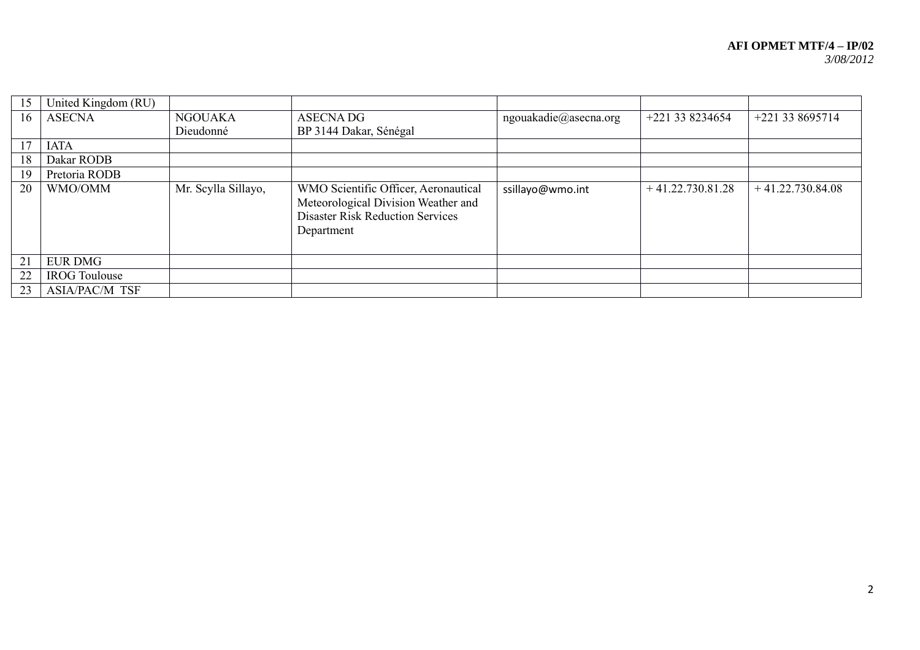| | | | | | | |
|---|---|---|---|---|---|---|
| 15 | United Kingdom (RU) | | | | | |
| 16 | ASECNA | NGOUAKA Dieudonné | ASECNA DG BP 3144 Dakar, Sénégal | ngouakadie@asecna.org | +221 33 8234654 | +221 33 8695714 |
| 17 | IATA | | | | | |
| 18 | Dakar RODB | | | | | |
| 19 | Pretoria RODB | | | | | |
| 20 | WMO/OMM | Mr. Scylla Sillayo, | WMO Scientific Officer, Aeronautical Meteorological Division Weather and Disaster Risk Reduction Services Department | ssillayo@wmo.int | + 41.22.730.81.28 | + 41.22.730.84.08 |
| 21 | EUR DMG | | | | | |
| 22 | IROG Toulouse | | | | | |
| 23 | ASIA/PAC/M TSF | | | | | |